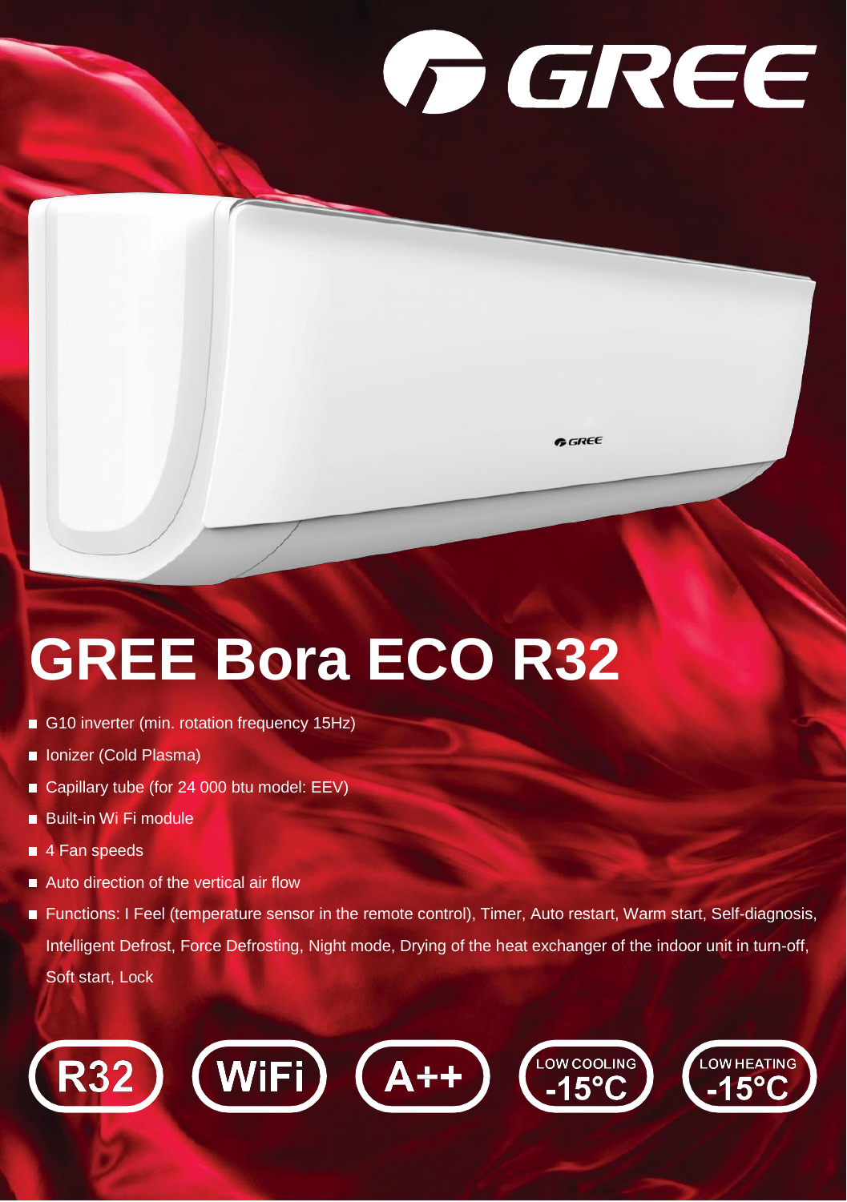# GREE Bora ECO R32

- G10 inverter (min. rotation frequency 15Hz)
- Ionizer (Cold Plasma)
- Capillary tube (for 24 000 btu model: EEV)
- Built-in Wi Fi module
- 4 Fan speeds
- Auto direction of the vertical air flow
- Functions: I Feel (temperature sensor in the remote control), Timer, Auto restart, Warm start, Self-diagnosis, Intelligent Defrost, Force Defrosting, Night mode, Drying of the heat exchanger of the indoor unit in turn-off, Soft start, Lock

R32 | WiFi | A++ | LOW COOLING -15°C | LOW HEATING -15°C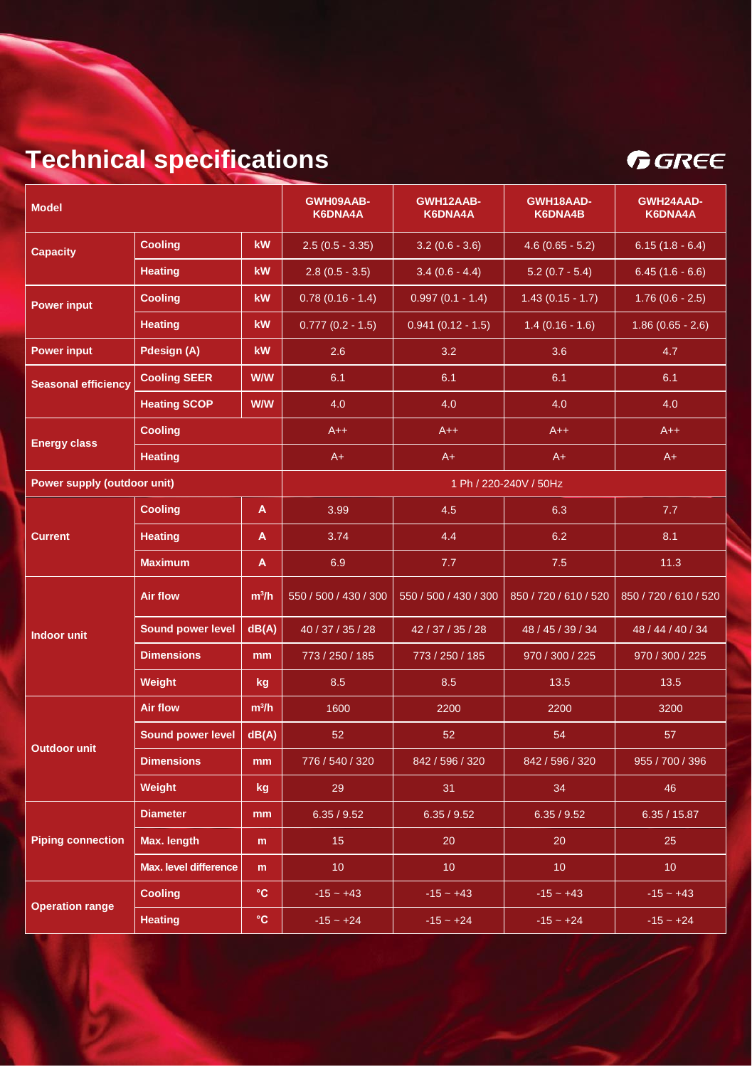## Technical specifications

GREE

| Model | | | GWH09AAB-K6DNA4A | GWH12AAB-K6DNA4A | GWH18AAD-K6DNA4B | GWH24AAD-K6DNA4A |
|---|---|---|---|---|---|---|
| Capacity | Cooling | kW | 2.5 (0.5 - 3.35) | 3.2 (0.6 - 3.6) | 4.6 (0.65 - 5.2) | 6.15 (1.8 - 6.4) |
| | Heating | kW | 2.8 (0.5 - 3.5) | 3.4 (0.6 - 4.4) | 5.2 (0.7 - 5.4) | 6.45 (1.6 - 6.6) |
| Power input | Cooling | kW | 0.78 (0.16 - 1.4) | 0.997 (0.1 - 1.4) | 1.43 (0.15 - 1.7) | 1.76 (0.6 - 2.5) |
| | Heating | kW | 0.777 (0.2 - 1.5) | 0.941 (0.12 - 1.5) | 1.4 (0.16 - 1.6) | 1.86 (0.65 - 2.6) |
| Power input | Pdesign (A) | kW | 2.6 | 3.2 | 3.6 | 4.7 |
| Seasonal efficiency | Cooling SEER | W/W | 6.1 | 6.1 | 6.1 | 6.1 |
| | Heating SCOP | W/W | 4.0 | 4.0 | 4.0 | 4.0 |
| Energy class | Cooling | | A++ | A++ | A++ | A++ |
| | Heating | | A+ | A+ | A+ | A+ |
| Power supply (outdoor unit) | | | 1 Ph / 220-240V / 50Hz | | | |
| Current | Cooling | A | 3.99 | 4.5 | 6.3 | 7.7 |
| | Heating | A | 3.74 | 4.4 | 6.2 | 8.1 |
| | Maximum | A | 6.9 | 7.7 | 7.5 | 11.3 |
| Indoor unit | Air flow | m³/h | 550 / 500 / 430 / 300 | 550 / 500 / 430 / 300 | 850 / 720 / 610 / 520 | 850 / 720 / 610 / 520 |
| | Sound power level | dB(A) | 40 / 37 / 35 / 28 | 42 / 37 / 35 / 28 | 48 / 45 / 39 / 34 | 48 / 44 / 40 / 34 |
| | Dimensions | mm | 773 / 250 / 185 | 773 / 250 / 185 | 970 / 300 / 225 | 970 / 300 / 225 |
| | Weight | kg | 8.5 | 8.5 | 13.5 | 13.5 |
| Outdoor unit | Air flow | m³/h | 1600 | 2200 | 2200 | 3200 |
| | Sound power level | dB(A) | 52 | 52 | 54 | 57 |
| | Dimensions | mm | 776 / 540 / 320 | 842 / 596 / 320 | 842 / 596 / 320 | 955 / 700 / 396 |
| | Weight | kg | 29 | 31 | 34 | 46 |
| Piping connection | Diameter | mm | 6.35 / 9.52 | 6.35 / 9.52 | 6.35 / 9.52 | 6.35 / 15.87 |
| | Max. length | m | 15 | 20 | 20 | 25 |
| | Max. level difference | m | 10 | 10 | 10 | 10 |
| Operation range | Cooling | °C | -15 ~ +43 | -15 ~ +43 | -15 ~ +43 | -15 ~ +43 |
| | Heating | °C | -15 ~ +24 | -15 ~ +24 | -15 ~ +24 | -15 ~ +24 |